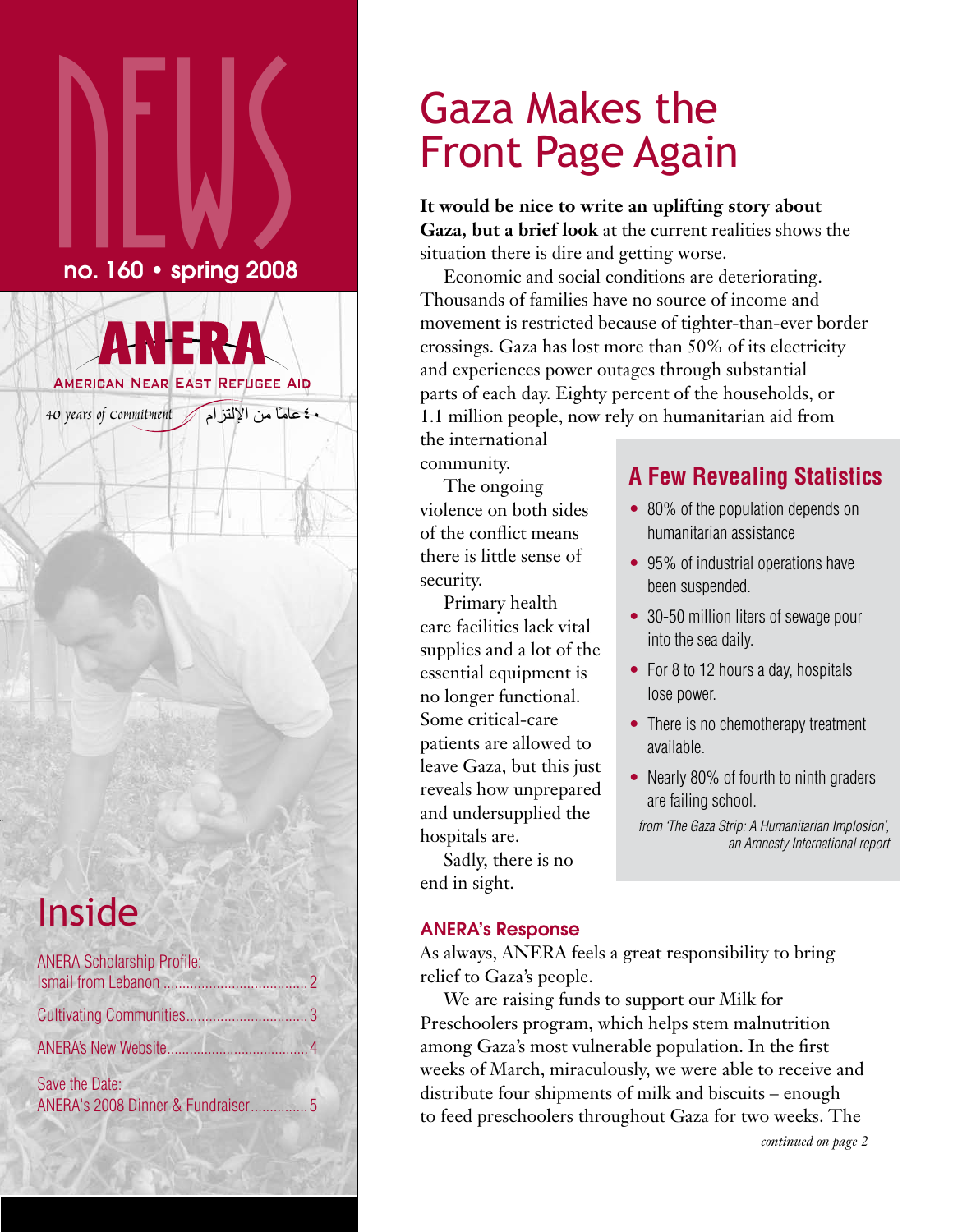# NEWS

no. 160 • spring 2008

**ANERA**

American Near East Refugee Aid

40 years of Commitment ٤٠ عامًا من الإلتزام

## Inside

ANERA Scholarship Profile: Ismail from Lebanon ..... 2

Cultivating Communities ..... 3

ANERA's New Website ..... 4

Save the Date: ANERA's 2008 Dinner & Fundraiser ..... 5

# Gaza Makes the Front Page Again

**It would be nice to write an uplifting story about Gaza, but a brief look** at the current realities shows the situation there is dire and getting worse.

Economic and social conditions are deteriorating. Thousands of families have no source of income and movement is restricted because of tighter-than-ever border crossings. Gaza has lost more than 50% of its electricity and experiences power outages through substantial parts of each day. Eighty percent of the households, or 1.1 million people, now rely on humanitarian aid from the international community.

The ongoing violence on both sides of the conflict means there is little sense of security.

Primary health care facilities lack vital supplies and a lot of the essential equipment is no longer functional. Some critical-care patients are allowed to leave Gaza, but this just reveals how unprepared and undersupplied the hospitals are.

Sadly, there is no end in sight.

### A Few Revealing Statistics

- 80% of the population depends on humanitarian assistance
- 95% of industrial operations have been suspended.
- 30-50 million liters of sewage pour into the sea daily.
- For 8 to 12 hours a day, hospitals lose power.
- There is no chemotherapy treatment available.
- Nearly 80% of fourth to ninth graders are failing school.

*from 'The Gaza Strip: A Humanitarian Implosion', an Amnesty International report*

### ANERA's Response

As always, ANERA feels a great responsibility to bring relief to Gaza's people.

We are raising funds to support our Milk for Preschoolers program, which helps stem malnutrition among Gaza's most vulnerable population. In the first weeks of March, miraculously, we were able to receive and distribute four shipments of milk and biscuits – enough to feed preschoolers throughout Gaza for two weeks. The

*continued on page 2*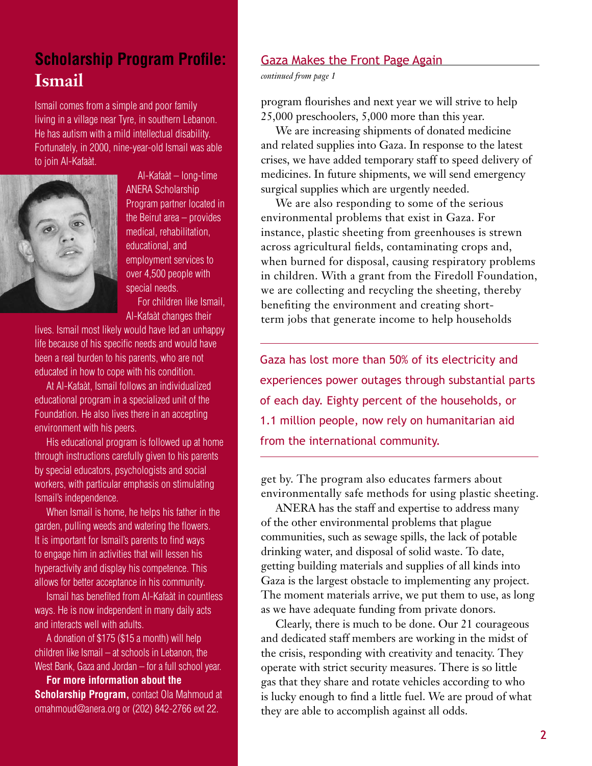## Scholarship Program Profile: Ismail

Ismail comes from a simple and poor family living in a village near Tyre, in southern Lebanon. He has autism with a mild intellectual disability. Fortunately, in 2000, nine-year-old Ismail was able to join Al-Kafaàt.

Al-Kafaàt – long-time ANERA Scholarship Program partner located in the Beirut area – provides medical, rehabilitation, educational, and employment services to over 4,500 people with special needs.

For children like Ismail, Al-Kafaàt changes their lives. Ismail most likely would have led an unhappy life because of his specific needs and would have been a real burden to his parents, who are not educated in how to cope with his condition.

At Al-Kafaàt, Ismail follows an individualized educational program in a specialized unit of the Foundation. He also lives there in an accepting environment with his peers.

His educational program is followed up at home through instructions carefully given to his parents by special educators, psychologists and social workers, with particular emphasis on stimulating Ismail's independence.

When Ismail is home, he helps his father in the garden, pulling weeds and watering the flowers. It is important for Ismail's parents to find ways to engage him in activities that will lessen his hyperactivity and display his competence. This allows for better acceptance in his community.

Ismail has benefited from Al-Kafaàt in countless ways. He is now independent in many daily acts and interacts well with adults.

A donation of $175 ($15 a month) will help children like Ismail – at schools in Lebanon, the West Bank, Gaza and Jordan – for a full school year.

**For more information about the Scholarship Program,** contact Ola Mahmoud at omahmoud@anera.org or (202) 842-2766 ext 22.

## Gaza Makes the Front Page Again

*continued from page 1*

program flourishes and next year we will strive to help 25,000 preschoolers, 5,000 more than this year.

We are increasing shipments of donated medicine and related supplies into Gaza. In response to the latest crises, we have added temporary staff to speed delivery of medicines. In future shipments, we will send emergency surgical supplies which are urgently needed.

We are also responding to some of the serious environmental problems that exist in Gaza. For instance, plastic sheeting from greenhouses is strewn across agricultural fields, contaminating crops and, when burned for disposal, causing respiratory problems in children. With a grant from the Firedoll Foundation, we are collecting and recycling the sheeting, thereby benefiting the environment and creating short-term jobs that generate income to help households get by. The program also educates farmers about environmentally safe methods for using plastic sheeting.

> Gaza has lost more than 50% of its electricity and experiences power outages through substantial parts of each day. Eighty percent of the households, or 1.1 million people, now rely on humanitarian aid from the international community.

ANERA has the staff and expertise to address many of the other environmental problems that plague communities, such as sewage spills, the lack of potable drinking water, and disposal of solid waste. To date, getting building materials and supplies of all kinds into Gaza is the largest obstacle to implementing any project. The moment materials arrive, we put them to use, as long as we have adequate funding from private donors.

Clearly, there is much to be done. Our 21 courageous and dedicated staff members are working in the midst of the crisis, responding with creativity and tenacity. They operate with strict security measures. There is so little gas that they share and rotate vehicles according to who is lucky enough to find a little fuel. We are proud of what they are able to accomplish against all odds.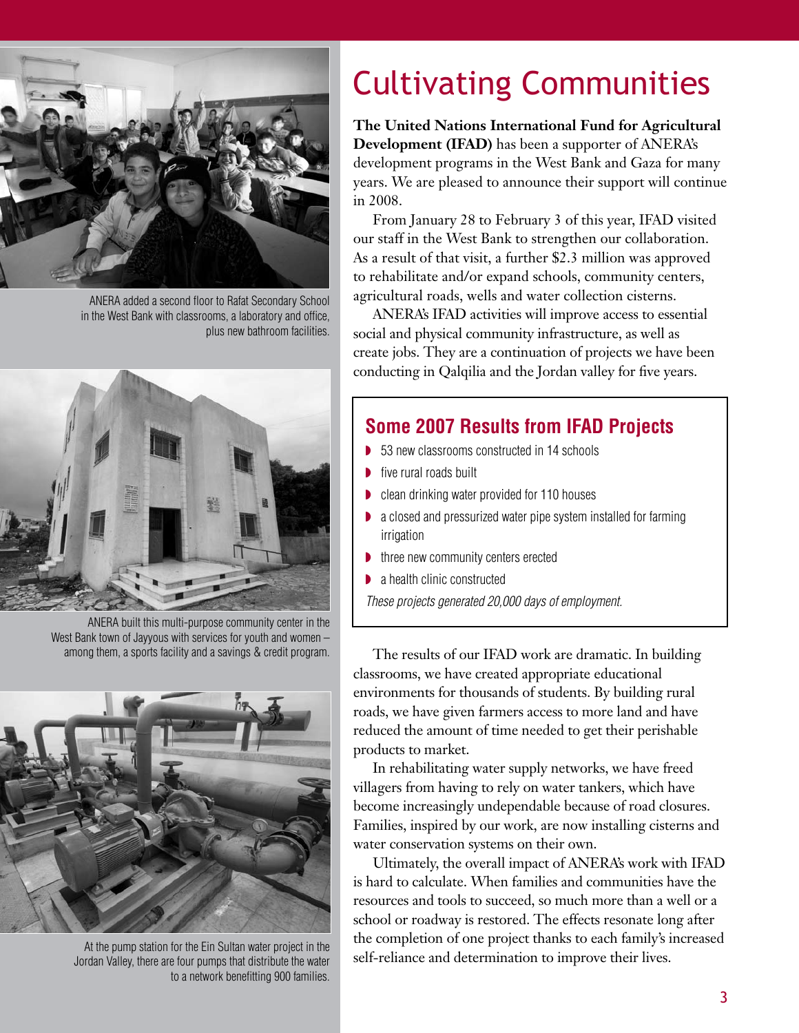ANERA added a second floor to Rafat Secondary School in the West Bank with classrooms, a laboratory and office, plus new bathroom facilities.

ANERA built this multi-purpose community center in the West Bank town of Jayyous with services for youth and women – among them, a sports facility and a savings & credit program.

At the pump station for the Ein Sultan water project in the Jordan Valley, there are four pumps that distribute the water to a network benefitting 900 families.

# Cultivating Communities

**The United Nations International Fund for Agricultural Development (IFAD)** has been a supporter of ANERA's development programs in the West Bank and Gaza for many years. We are pleased to announce their support will continue in 2008.

From January 28 to February 3 of this year, IFAD visited our staff in the West Bank to strengthen our collaboration. As a result of that visit, a further $2.3 million was approved to rehabilitate and/or expand schools, community centers, agricultural roads, wells and water collection cisterns.

ANERA's IFAD activities will improve access to essential social and physical community infrastructure, as well as create jobs. They are a continuation of projects we have been conducting in Qalqilia and the Jordan valley for five years.

## Some 2007 Results from IFAD Projects

- 53 new classrooms constructed in 14 schools
- five rural roads built
- clean drinking water provided for 110 houses
- a closed and pressurized water pipe system installed for farming irrigation
- three new community centers erected
- a health clinic constructed

*These projects generated 20,000 days of employment.*

The results of our IFAD work are dramatic. In building classrooms, we have created appropriate educational environments for thousands of students. By building rural roads, we have given farmers access to more land and have reduced the amount of time needed to get their perishable products to market.

In rehabilitating water supply networks, we have freed villagers from having to rely on water tankers, which have become increasingly undependable because of road closures. Families, inspired by our work, are now installing cisterns and water conservation systems on their own.

Ultimately, the overall impact of ANERA's work with IFAD is hard to calculate. When families and communities have the resources and tools to succeed, so much more than a well or a school or roadway is restored. The effects resonate long after the completion of one project thanks to each family's increased self-reliance and determination to improve their lives.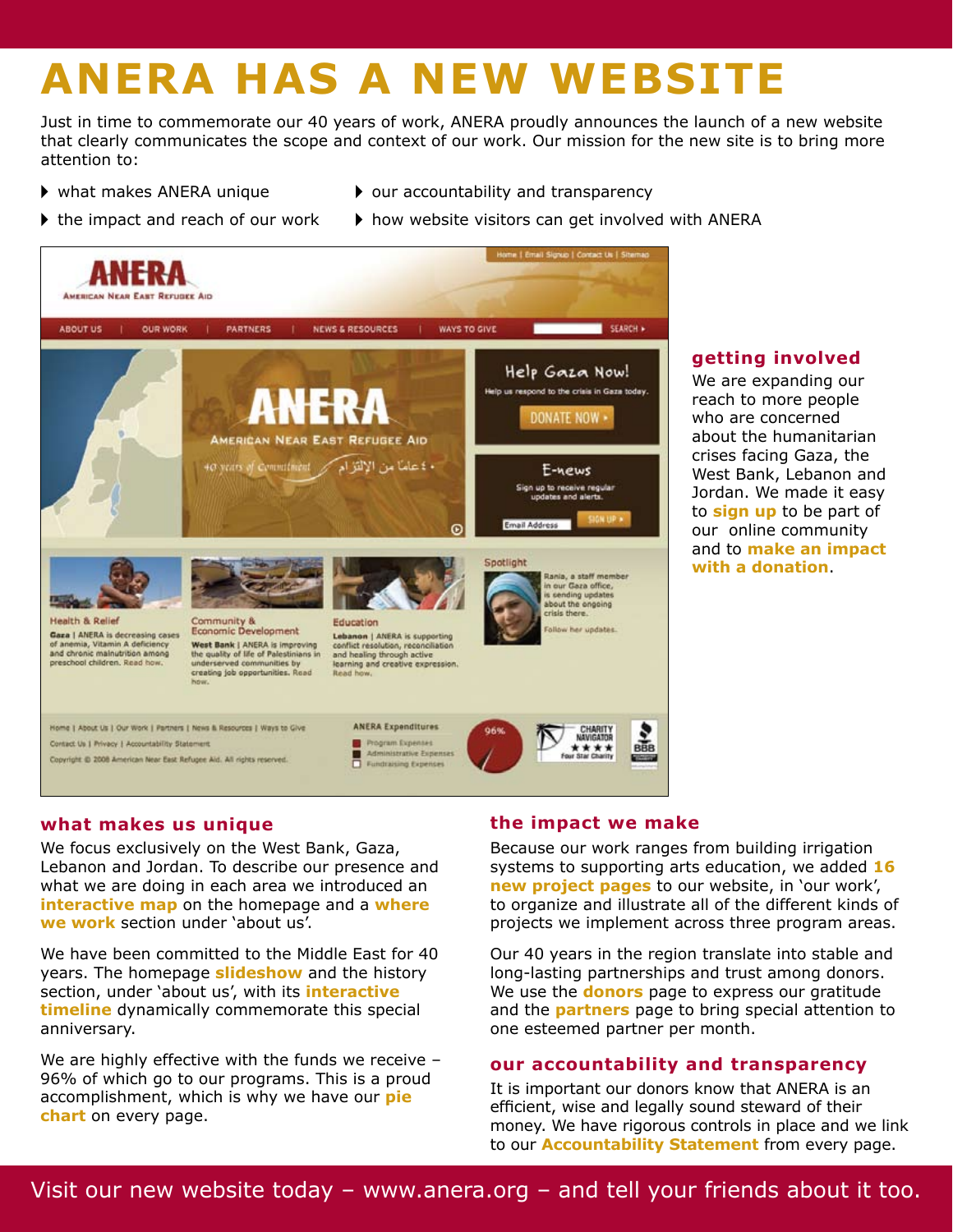# ANERA HAS A NEW WEBSITE

Just in time to commemorate our 40 years of work, ANERA proudly announces the launch of a new website that clearly communicates the scope and context of our work. Our mission for the new site is to bring more attention to:

- what makes ANERA unique
- the impact and reach of our work
- our accountability and transparency
- how website visitors can get involved with ANERA

### getting involved

We are expanding our reach to more people who are concerned about the humanitarian crises facing Gaza, the West Bank, Lebanon and Jordan. We made it easy to **sign up** to be part of our online community and to **make an impact with a donation**.

### what makes us unique

We focus exclusively on the West Bank, Gaza, Lebanon and Jordan. To describe our presence and what we are doing in each area we introduced an **interactive map** on the homepage and a **where we work** section under 'about us'.

We have been committed to the Middle East for 40 years. The homepage **slideshow** and the history section, under 'about us', with its **interactive timeline** dynamically commemorate this special anniversary.

We are highly effective with the funds we receive – 96% of which go to our programs. This is a proud accomplishment, which is why we have our **pie chart** on every page.

### the impact we make

Because our work ranges from building irrigation systems to supporting arts education, we added **16 new project pages** to our website, in 'our work', to organize and illustrate all of the different kinds of projects we implement across three program areas.

Our 40 years in the region translate into stable and long-lasting partnerships and trust among donors. We use the **donors** page to express our gratitude and the **partners** page to bring special attention to one esteemed partner per month.

### our accountability and transparency

It is important our donors know that ANERA is an efficient, wise and legally sound steward of their money. We have rigorous controls in place and we link to our **Accountability Statement** from every page.

Visit our new website today – www.anera.org – and tell your friends about it too.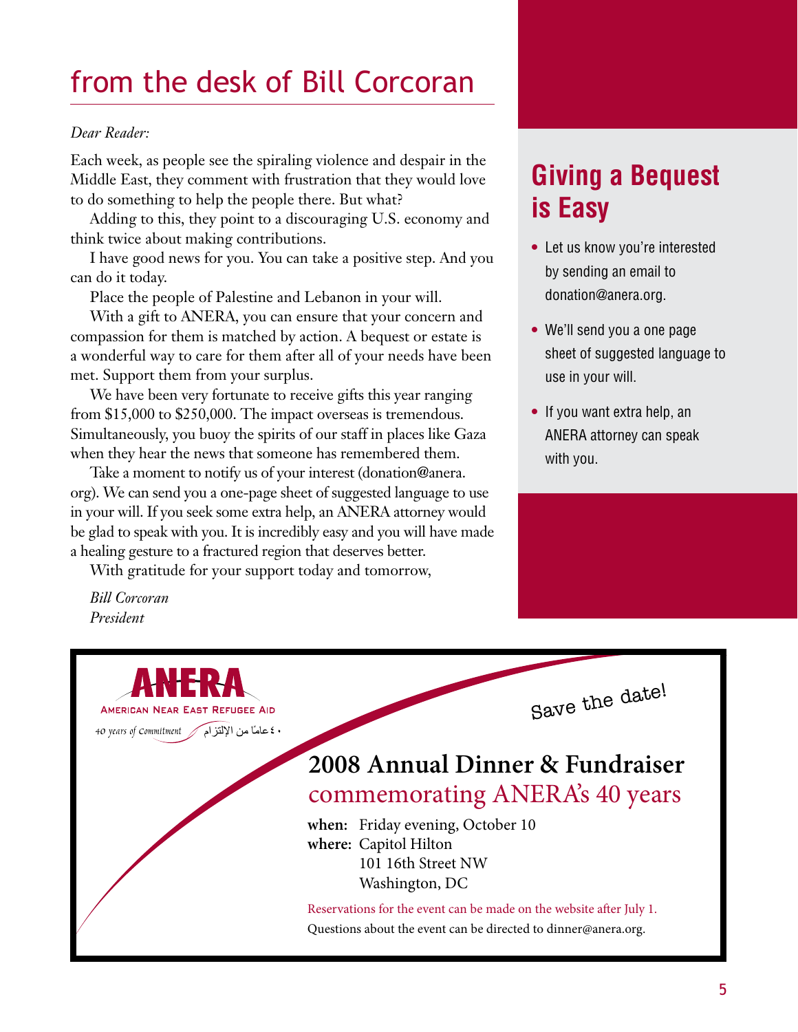# from the desk of Bill Corcoran

*Dear Reader:*

Each week, as people see the spiraling violence and despair in the Middle East, they comment with frustration that they would love to do something to help the people there. But what?

Adding to this, they point to a discouraging U.S. economy and think twice about making contributions.

I have good news for you. You can take a positive step. And you can do it today.

Place the people of Palestine and Lebanon in your will.

With a gift to ANERA, you can ensure that your concern and compassion for them is matched by action. A bequest or estate is a wonderful way to care for them after all of your needs have been met. Support them from your surplus.

We have been very fortunate to receive gifts this year ranging from $15,000 to $250,000. The impact overseas is tremendous. Simultaneously, you buoy the spirits of our staff in places like Gaza when they hear the news that someone has remembered them.

Take a moment to notify us of your interest (donation@anera.org). We can send you a one-page sheet of suggested language to use in your will. If you seek some extra help, an ANERA attorney would be glad to speak with you. It is incredibly easy and you will have made a healing gesture to a fractured region that deserves better.

With gratitude for your support today and tomorrow,

*Bill Corcoran*
*President*

## Giving a Bequest is Easy

- Let us know you're interested by sending an email to donation@anera.org.
- We'll send you a one page sheet of suggested language to use in your will.
- If you want extra help, an ANERA attorney can speak with you.

**ANERA**
AMERICAN NEAR EAST REFUGEE AID
*40 years of Commitment* ٤٠ عامًا من الإلتزام

Save the date!

## 2008 Annual Dinner & Fundraiser
commemorating ANERA's 40 years

**when:** Friday evening, October 10
**where:** Capitol Hilton
101 16th Street NW
Washington, DC

Reservations for the event can be made on the website after July 1.
Questions about the event can be directed to dinner@anera.org.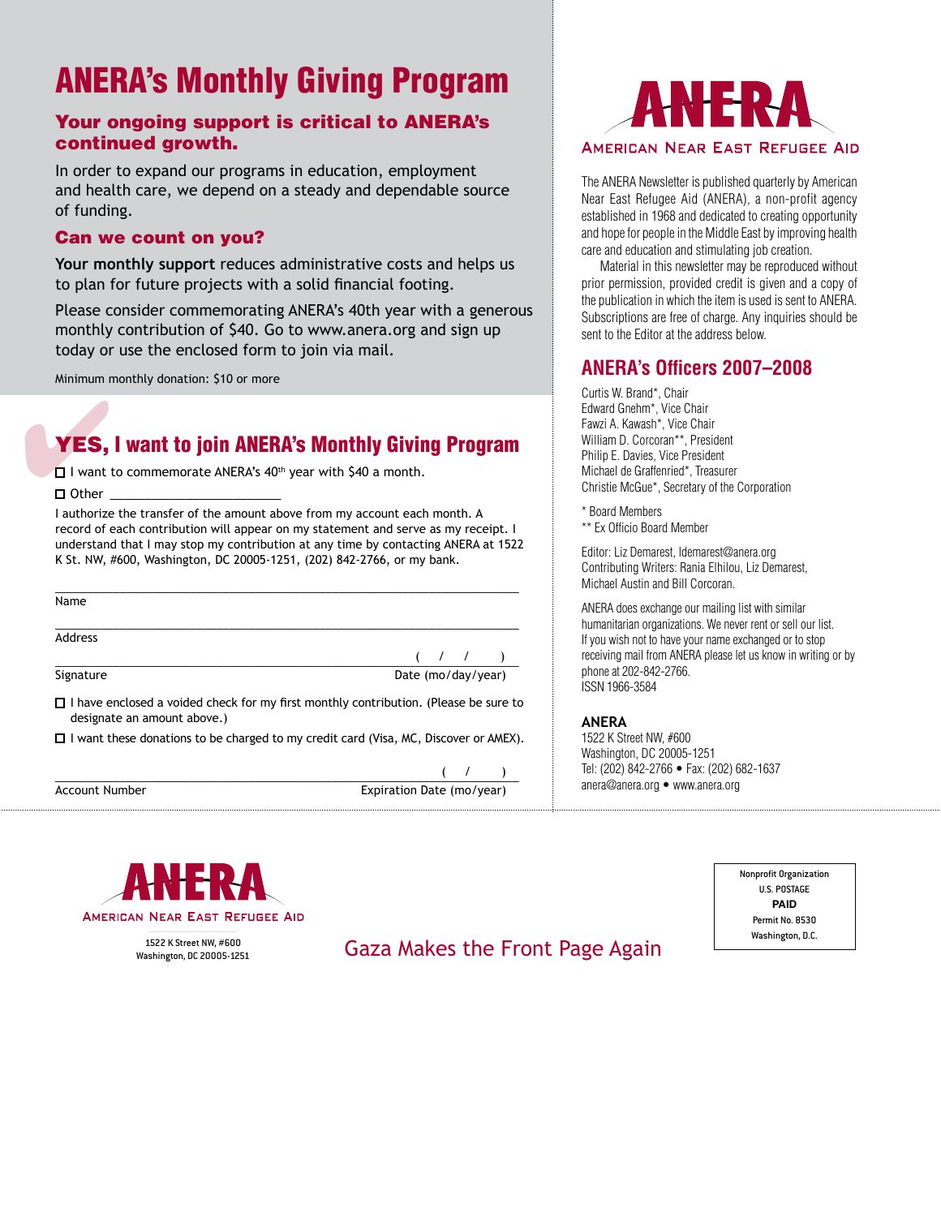# ANERA's Monthly Giving Program

## Your ongoing support is critical to ANERA's continued growth.

In order to expand our programs in education, employment and health care, we depend on a steady and dependable source of funding.

### Can we count on you?

**Your monthly support** reduces administrative costs and helps us to plan for future projects with a solid financial footing.

Please consider commemorating ANERA's 40th year with a generous monthly contribution of $40. Go to www.anera.org and sign up today or use the enclosed form to join via mail.

Minimum monthly donation: $10 or more

## YES, I want to join ANERA's Monthly Giving Program

☐ I want to commemorate ANERA's 40th year with $40 a month.

☐ Other ______________________

I authorize the transfer of the amount above from my account each month. A record of each contribution will appear on my statement and serve as my receipt. I understand that I may stop my contribution at any time by contacting ANERA at 1522 K St. NW, #600, Washington, DC 20005-1251, (202) 842-2766, or my bank.

______________________________________________
Name

______________________________________________
Address

______________________________________________ ( / / )
Signature Date (mo/day/year)

☐ I have enclosed a voided check for my first monthly contribution. (Please be sure to designate an amount above.)

☐ I want these donations to be charged to my credit card (Visa, MC, Discover or AMEX).

______________________________________________ ( / )
Account Number Expiration Date (mo/year)

# ANERA

American Near East Refugee Aid

The ANERA Newsletter is published quarterly by American Near East Refugee Aid (ANERA), a non-profit agency established in 1968 and dedicated to creating opportunity and hope for people in the Middle East by improving health care and education and stimulating job creation.

Material in this newsletter may be reproduced without prior permission, provided credit is given and a copy of the publication in which the item is used is sent to ANERA. Subscriptions are free of charge. Any inquiries should be sent to the Editor at the address below.

## ANERA's Officers 2007–2008

Curtis W. Brand*, Chair
Edward Gnehm*, Vice Chair
Fawzi A. Kawash*, Vice Chair
William D. Corcoran**, President
Philip E. Davies, Vice President
Michael de Graffenried*, Treasurer
Christie McGue*, Secretary of the Corporation

\* Board Members
\*\* Ex Officio Board Member

Editor: Liz Demarest, ldemarest@anera.org
Contributing Writers: Rania Elhilou, Liz Demarest, Michael Austin and Bill Corcoran.

ANERA does exchange our mailing list with similar humanitarian organizations. We never rent or sell our list. If you wish not to have your name exchanged or to stop receiving mail from ANERA please let us know in writing or by phone at 202-842-2766.
ISSN 1966-3584

**ANERA**
1522 K Street NW, #600
Washington, DC 20005-1251
Tel: (202) 842-2766 • Fax: (202) 682-1637
anera@anera.org • www.anera.org

---

ANERA
American Near East Refugee Aid
1522 K Street NW, #600
Washington, DC 20005-1251

Gaza Makes the Front Page Again

Nonprofit Organization
U.S. POSTAGE
**PAID**
Permit No. 8530
Washington, D.C.